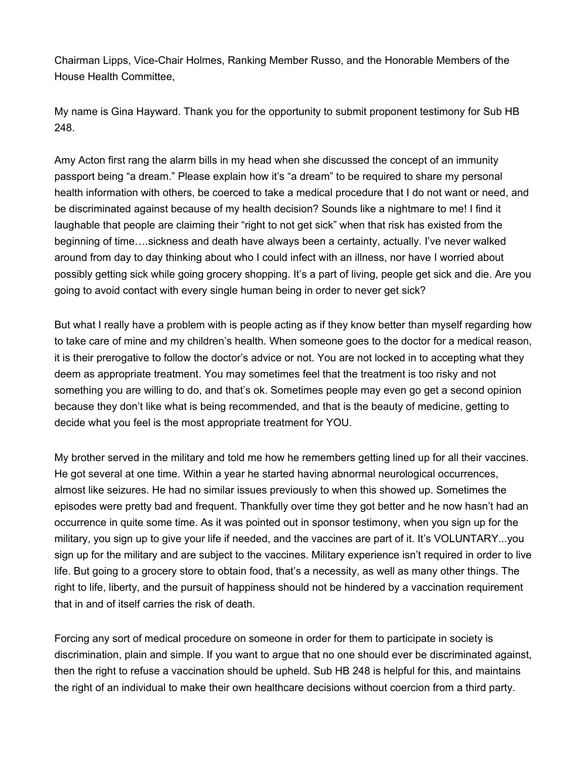Chairman Lipps, Vice-Chair Holmes, Ranking Member Russo, and the Honorable Members of the House Health Committee,

My name is Gina Hayward. Thank you for the opportunity to submit proponent testimony for Sub HB 248.

Amy Acton first rang the alarm bills in my head when she discussed the concept of an immunity passport being "a dream." Please explain how it's "a dream" to be required to share my personal health information with others, be coerced to take a medical procedure that I do not want or need, and be discriminated against because of my health decision? Sounds like a nightmare to me! I find it laughable that people are claiming their "right to not get sick" when that risk has existed from the beginning of time….sickness and death have always been a certainty, actually. I've never walked around from day to day thinking about who I could infect with an illness, nor have I worried about possibly getting sick while going grocery shopping. It's a part of living, people get sick and die. Are you going to avoid contact with every single human being in order to never get sick?

But what I really have a problem with is people acting as if they know better than myself regarding how to take care of mine and my children's health. When someone goes to the doctor for a medical reason, it is their prerogative to follow the doctor's advice or not. You are not locked in to accepting what they deem as appropriate treatment. You may sometimes feel that the treatment is too risky and not something you are willing to do, and that's ok. Sometimes people may even go get a second opinion because they don't like what is being recommended, and that is the beauty of medicine, getting to decide what you feel is the most appropriate treatment for YOU.

My brother served in the military and told me how he remembers getting lined up for all their vaccines. He got several at one time. Within a year he started having abnormal neurological occurrences, almost like seizures. He had no similar issues previously to when this showed up. Sometimes the episodes were pretty bad and frequent. Thankfully over time they got better and he now hasn't had an occurrence in quite some time. As it was pointed out in sponsor testimony, when you sign up for the military, you sign up to give your life if needed, and the vaccines are part of it. It's VOLUNTARY...you sign up for the military and are subject to the vaccines. Military experience isn't required in order to live life. But going to a grocery store to obtain food, that's a necessity, as well as many other things. The right to life, liberty, and the pursuit of happiness should not be hindered by a vaccination requirement that in and of itself carries the risk of death.

Forcing any sort of medical procedure on someone in order for them to participate in society is discrimination, plain and simple. If you want to argue that no one should ever be discriminated against, then the right to refuse a vaccination should be upheld. Sub HB 248 is helpful for this, and maintains the right of an individual to make their own healthcare decisions without coercion from a third party.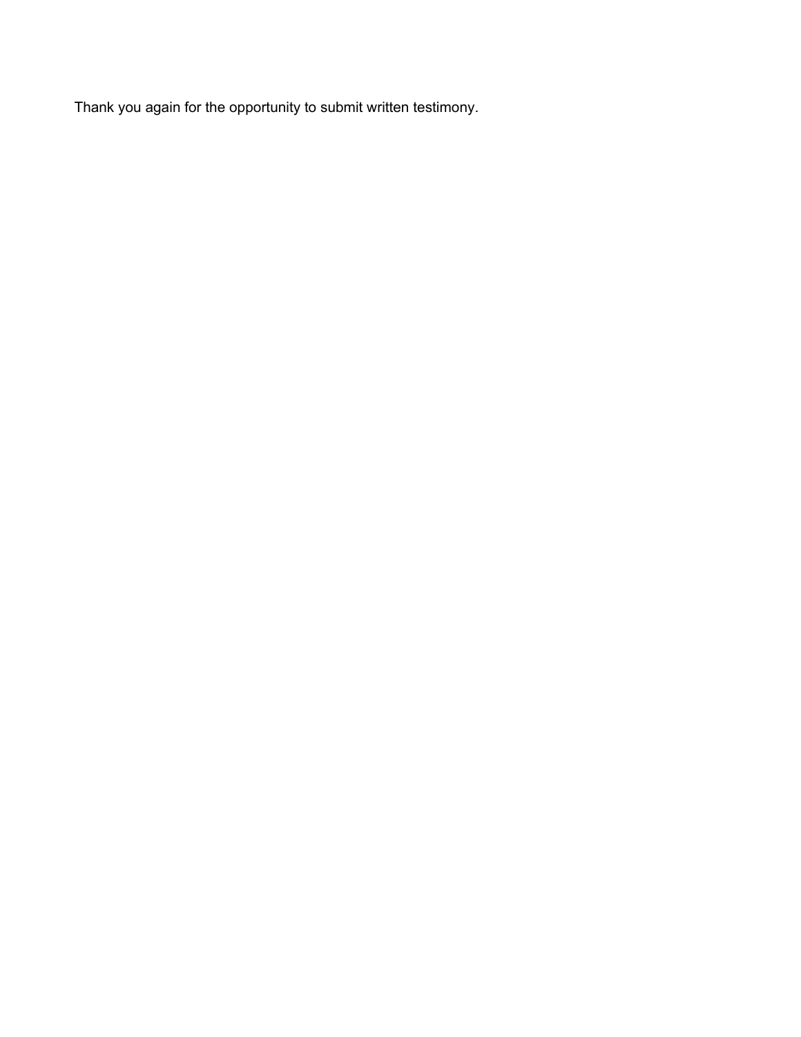Thank you again for the opportunity to submit written testimony.